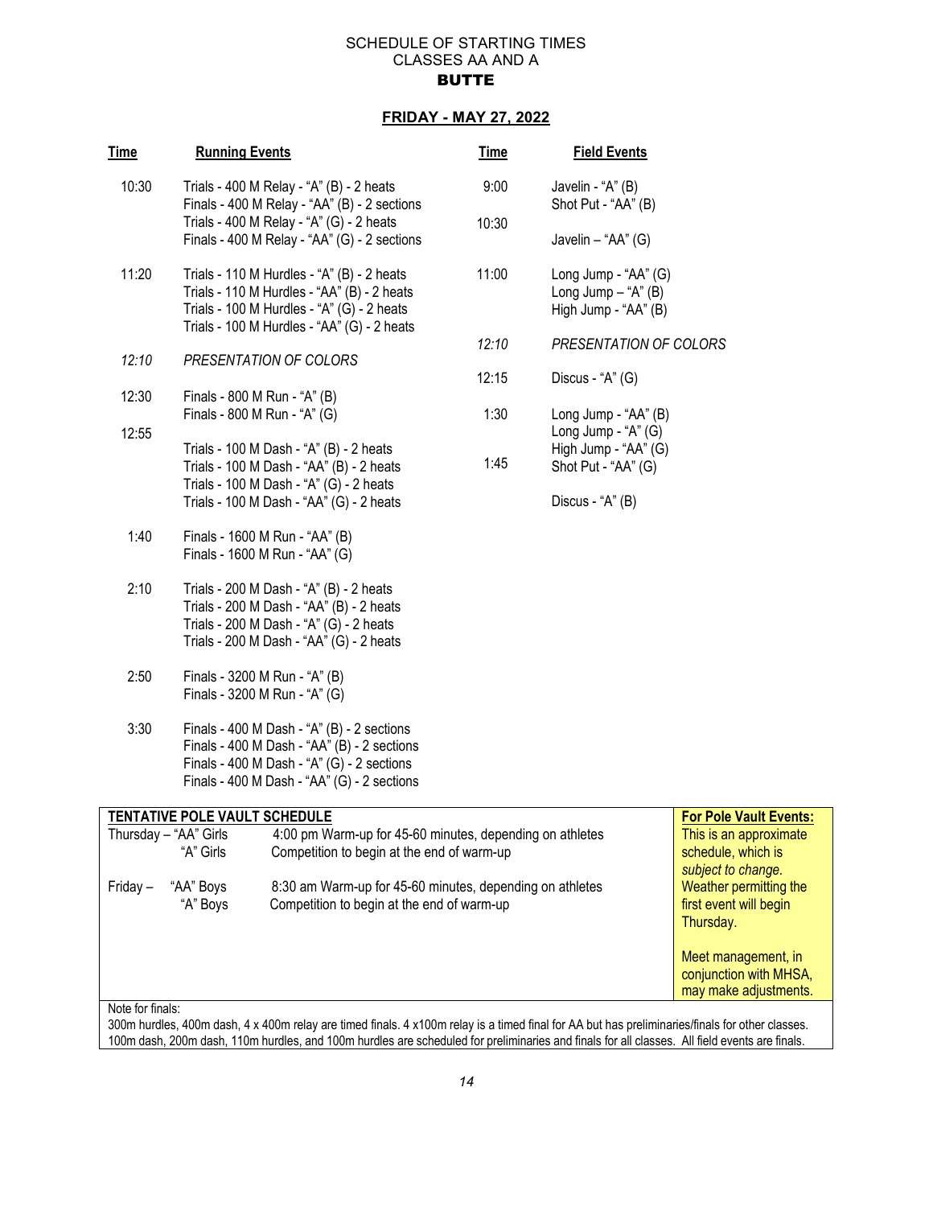SCHEDULE OF STARTING TIMES
CLASSES AA AND A
**BUTTE**

## FRIDAY - MAY 27, 2022

| Time | Running Events |
|---|---|
| 10:30 | Trials - 400 M Relay - "A" (B) - 2 heats<br>Finals - 400 M Relay - "AA" (B) - 2 sections<br>Trials - 400 M Relay - "A" (G) - 2 heats<br>Finals - 400 M Relay - "AA" (G) - 2 sections |
| 11:20 | Trials - 110 M Hurdles - "A" (B) - 2 heats<br>Trials - 110 M Hurdles - "AA" (B) - 2 heats<br>Trials - 100 M Hurdles - "A" (G) - 2 heats<br>Trials - 100 M Hurdles - "AA" (G) - 2 heats |
| *12:10* | *PRESENTATION OF COLORS* |
| 12:30 | Finals - 800 M Run - "A" (B)<br>Finals - 800 M Run - "A" (G) |
| 12:55 | Trials - 100 M Dash - "A" (B) - 2 heats<br>Trials - 100 M Dash - "AA" (B) - 2 heats<br>Trials - 100 M Dash - "A" (G) - 2 heats<br>Trials - 100 M Dash - "AA" (G) - 2 heats |
| 1:40 | Finals - 1600 M Run - "AA" (B)<br>Finals - 1600 M Run - "AA" (G) |
| 2:10 | Trials - 200 M Dash - "A" (B) - 2 heats<br>Trials - 200 M Dash - "AA" (B) - 2 heats<br>Trials - 200 M Dash - "A" (G) - 2 heats<br>Trials - 200 M Dash - "AA" (G) - 2 heats |
| 2:50 | Finals - 3200 M Run - "A" (B)<br>Finals - 3200 M Run - "A" (G) |
| 3:30 | Finals - 400 M Dash - "A" (B) - 2 sections<br>Finals - 400 M Dash - "AA" (B) - 2 sections<br>Finals - 400 M Dash - "A" (G) - 2 sections<br>Finals - 400 M Dash - "AA" (G) - 2 sections |

| Time | Field Events |
|---|---|
| 9:00 | Javelin - "A" (B)<br>Shot Put - "AA" (B) |
| 10:30 | Javelin – "AA" (G) |
| 11:00 | Long Jump - "AA" (G)<br>Long Jump – "A" (B)<br>High Jump - "AA" (B) |
| *12:10* | *PRESENTATION OF COLORS* |
| 12:15 | Discus - "A" (G) |
| 1:30 | Long Jump - "AA" (B)<br>Long Jump - "A" (G)<br>High Jump - "AA" (G) |
| 1:45 | Shot Put - "AA" (G)<br>Discus - "A" (B) |

**TENTATIVE POLE VAULT SCHEDULE**

| Day | Class | Schedule |
|---|---|---|
| Thursday – | "AA" Girls | 4:00 pm Warm-up for 45-60 minutes, depending on athletes |
| | "A" Girls | Competition to begin at the end of warm-up |
| Friday – | "AA" Boys | 8:30 am Warm-up for 45-60 minutes, depending on athletes |
| | "A" Boys | Competition to begin at the end of warm-up |

**For Pole Vault Events:**
This is an approximate schedule, which is *subject to change.* Weather permitting the first event will begin Thursday.

Meet management, in conjunction with MHSA, may make adjustments.

Note for finals:
300m hurdles, 400m dash, 4 x 400m relay are timed finals. 4 x100m relay is a timed final for AA but has preliminaries/finals for other classes. 100m dash, 200m dash, 110m hurdles, and 100m hurdles are scheduled for preliminaries and finals for all classes. All field events are finals.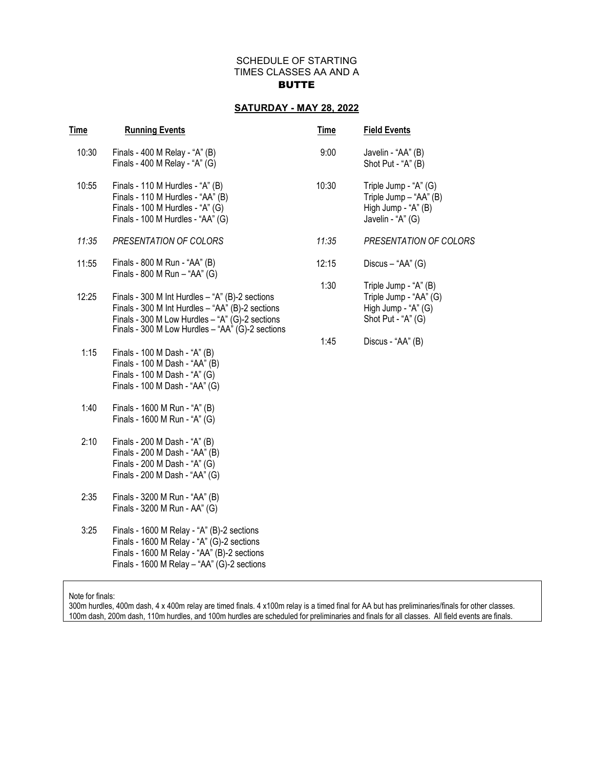SCHEDULE OF STARTING TIMES CLASSES AA AND A

**BUTTE**

## SATURDAY - MAY 28, 2022

| Time | Running Events | Time | Field Events |
|---|---|---|---|
| 10:30 | Finals - 400 M Relay - "A" (B)<br>Finals - 400 M Relay - "A" (G) | 9:00 | Javelin - "AA" (B)<br>Shot Put - "A" (B) |
| 10:55 | Finals - 110 M Hurdles - "A" (B)<br>Finals - 110 M Hurdles - "AA" (B)<br>Finals - 100 M Hurdles - "A" (G)<br>Finals - 100 M Hurdles - "AA" (G) | 10:30 | Triple Jump - "A" (G)<br>Triple Jump – "AA" (B)<br>High Jump - "A" (B)<br>Javelin - "A" (G) |
| *11:35* | *PRESENTATION OF COLORS* | *11:35* | *PRESENTATION OF COLORS* |
| 11:55 | Finals - 800 M Run - "AA" (B)<br>Finals - 800 M Run – "AA" (G) | 12:15 | Discus – "AA" (G) |
| 12:25 | Finals - 300 M Int Hurdles – "A" (B)-2 sections<br>Finals - 300 M Int Hurdles – "AA" (B)-2 sections<br>Finals - 300 M Low Hurdles – "A" (G)-2 sections<br>Finals - 300 M Low Hurdles – "AA" (G)-2 sections | 1:30 | Triple Jump - "A" (B)<br>Triple Jump - "AA" (G)<br>High Jump - "A" (G)<br>Shot Put - "A" (G) |
| 1:15 | Finals - 100 M Dash - "A" (B)<br>Finals - 100 M Dash - "AA" (B)<br>Finals - 100 M Dash - "A" (G)<br>Finals - 100 M Dash - "AA" (G) | 1:45 | Discus - "AA" (B) |
| 1:40 | Finals - 1600 M Run - "A" (B)<br>Finals - 1600 M Run - "A" (G) | | |
| 2:10 | Finals - 200 M Dash - "A" (B)<br>Finals - 200 M Dash - "AA" (B)<br>Finals - 200 M Dash - "A" (G)<br>Finals - 200 M Dash - "AA" (G) | | |
| 2:35 | Finals - 3200 M Run - "AA" (B)<br>Finals - 3200 M Run - AA" (G) | | |
| 3:25 | Finals - 1600 M Relay - "A" (B)-2 sections<br>Finals - 1600 M Relay - "A" (G)-2 sections<br>Finals - 1600 M Relay - "AA" (B)-2 sections<br>Finals - 1600 M Relay – "AA" (G)-2 sections | | |

Note for finals:
300m hurdles, 400m dash, 4 x 400m relay are timed finals. 4 x100m relay is a timed final for AA but has preliminaries/finals for other classes. 100m dash, 200m dash, 110m hurdles, and 100m hurdles are scheduled for preliminaries and finals for all classes. All field events are finals.